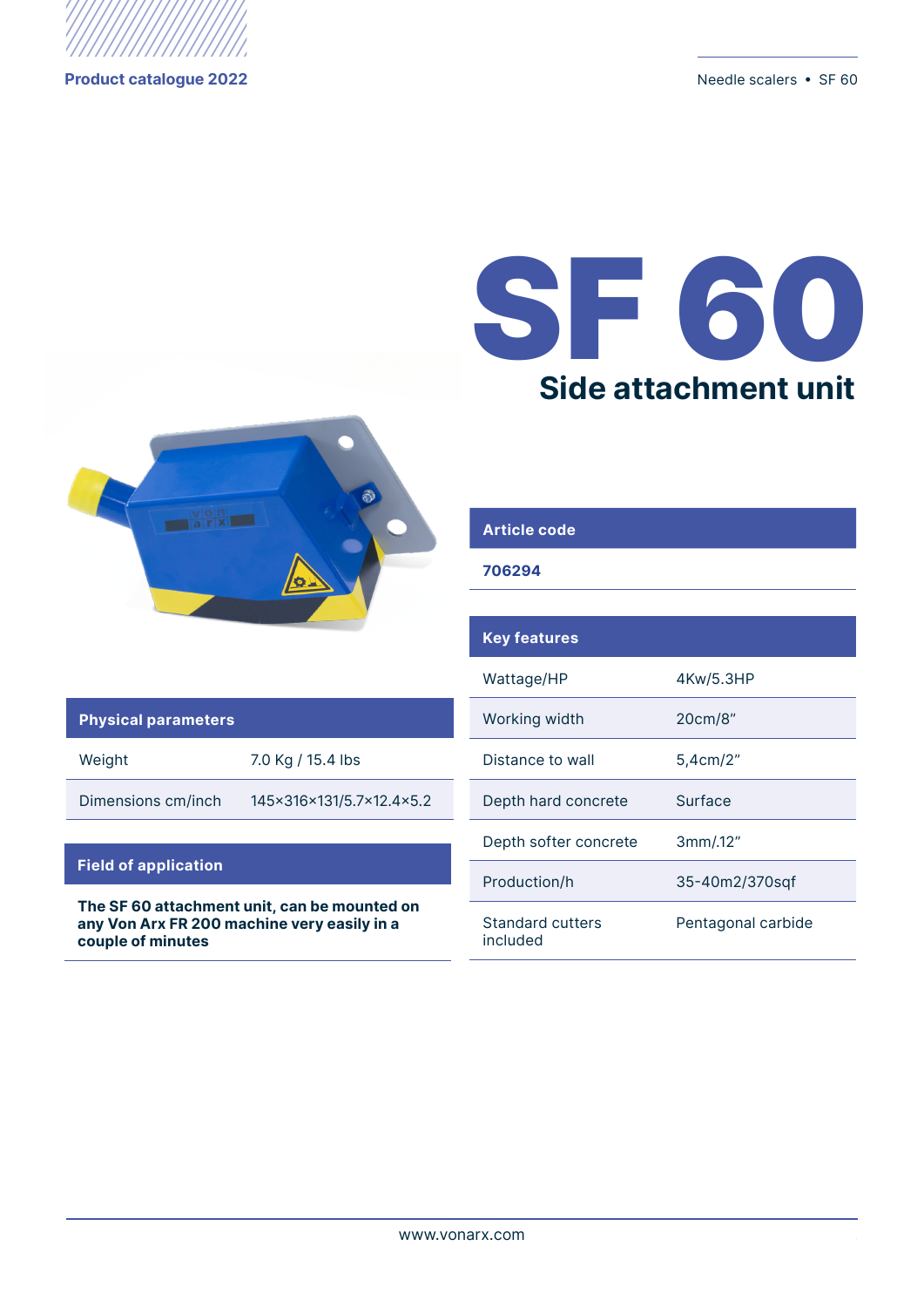# SF 60

## Side attachment unit

| Article code |
| --- |
| **706294** |

| Key features | |
| --- | --- |
| Wattage/HP | 4Kw/5.3HP |
| Working width | 20cm/8" |
| Distance to wall | 5,4cm/2" |
| Depth hard concrete | Surface |
| Depth softer concrete | 3mm/.12" |
| Production/h | 35-40m2/370sqf |
| Standard cutters included | Pentagonal carbide |

| Physical parameters | |
| --- | --- |
| Weight | 7.0 Kg / 15.4 lbs |
| Dimensions cm/inch | 145×316×131/5.7×12.4×5.2 |

### Field of application

**The SF 60 attachment unit, can be mounted on any Von Arx FR 200 machine very easily in a couple of minutes**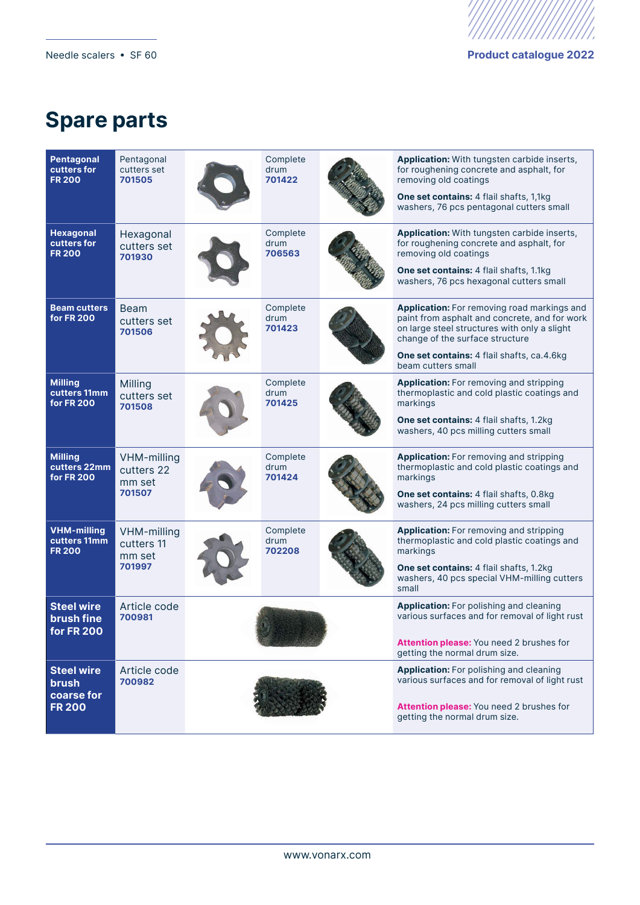# Spare parts

| | | | |
|---|---|---|---|
| **Pentagonal cutters for FR 200** | Pentagonal cutters set **701505** | Complete drum **701422** | **Application:** With tungsten carbide inserts, for roughening concrete and asphalt, for removing old coatings<br><br>**One set contains:** 4 flail shafts, 1,1kg washers, 76 pcs pentagonal cutters small |
| **Hexagonal cutters for FR 200** | Hexagonal cutters set **701930** | Complete drum **706563** | **Application:** With tungsten carbide inserts, for roughening concrete and asphalt, for removing old coatings<br><br>**One set contains:** 4 flail shafts, 1.1kg washers, 76 pcs hexagonal cutters small |
| **Beam cutters for FR 200** | Beam cutters set **701506** | Complete drum **701423** | **Application:** For removing road markings and paint from asphalt and concrete, and for work on large steel structures with only a slight change of the surface structure<br><br>**One set contains:** 4 flail shafts, ca.4.6kg beam cutters small |
| **Milling cutters 11mm for FR 200** | Milling cutters set **701508** | Complete drum **701425** | **Application:** For removing and stripping thermoplastic and cold plastic coatings and markings<br><br>**One set contains:** 4 flail shafts, 1.2kg washers, 40 pcs milling cutters small |
| **Milling cutters 22mm for FR 200** | VHM-milling cutters 22 mm set **701507** | Complete drum **701424** | **Application:** For removing and stripping thermoplastic and cold plastic coatings and markings<br><br>**One set contains:** 4 flail shafts, 0.8kg washers, 24 pcs milling cutters small |
| **VHM-milling cutters 11mm FR 200** | VHM-milling cutters 11 mm set **701997** | Complete drum **702208** | **Application:** For removing and stripping thermoplastic and cold plastic coatings and markings<br><br>**One set contains:** 4 flail shafts, 1.2kg washers, 40 pcs special VHM-milling cutters small |
| **Steel wire brush fine for FR 200** | Article code **700981** | | **Application:** For polishing and cleaning various surfaces and for removal of light rust<br><br>**Attention please:** You need 2 brushes for getting the normal drum size. |
| **Steel wire brush coarse for FR 200** | Article code **700982** | | **Application:** For polishing and cleaning various surfaces and for removal of light rust<br><br>**Attention please:** You need 2 brushes for getting the normal drum size. |

www.vonarx.com